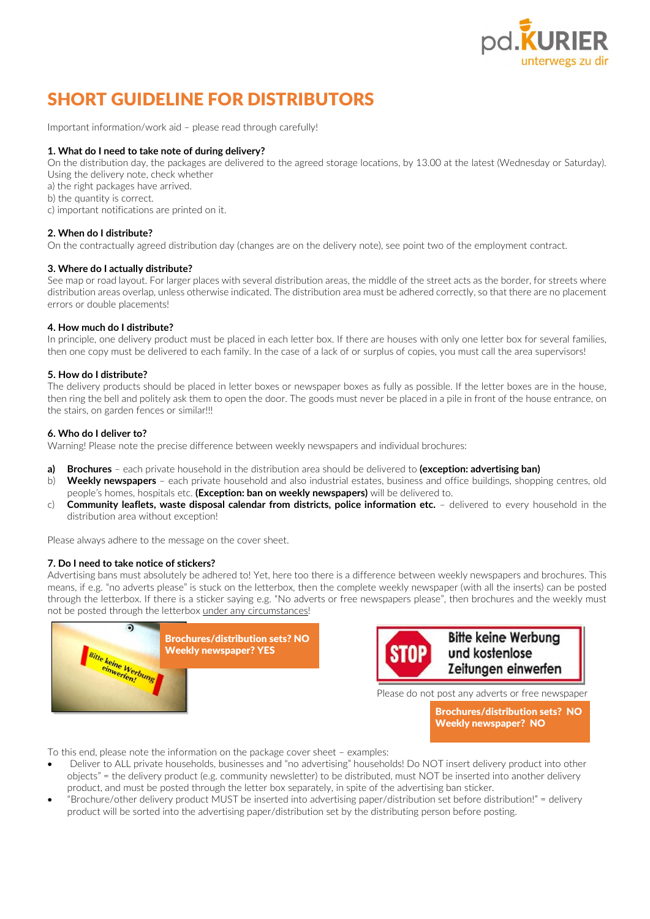# SHORT GUIDELINE FOR DISTRIBUTORS

Important information/work aid – please read through carefully!

### 1. What do I need to take note of during delivery?

On the distribution day, the packages are delivered to the agreed storage locations, by 13.00 at the latest (Wednesday or Saturday). Using the delivery note, check whether
a) the right packages have arrived.
b) the quantity is correct.
c) important notifications are printed on it.

### 2. When do I distribute?

On the contractually agreed distribution day (changes are on the delivery note), see point two of the employment contract.

### 3. Where do I actually distribute?

See map or road layout. For larger places with several distribution areas, the middle of the street acts as the border, for streets where distribution areas overlap, unless otherwise indicated. The distribution area must be adhered correctly, so that there are no placement errors or double placements!

### 4. How much do I distribute?

In principle, one delivery product must be placed in each letter box. If there are houses with only one letter box for several families, then one copy must be delivered to each family. In the case of a lack of or surplus of copies, you must call the area supervisors!

### 5. How do I distribute?

The delivery products should be placed in letter boxes or newspaper boxes as fully as possible. If the letter boxes are in the house, then ring the bell and politely ask them to open the door. The goods must never be placed in a pile in front of the house entrance, on the stairs, on garden fences or similar!!!

### 6. Who do I deliver to?

Warning! Please note the precise difference between weekly newspapers and individual brochures:

**a)** **Brochures** – each private household in the distribution area should be delivered to **(exception: advertising ban)**
b) **Weekly newspapers** – each private household and also industrial estates, business and office buildings, shopping centres, old people's homes, hospitals etc. **(Exception: ban on weekly newspapers)** will be delivered to.
c) **Community leaflets, waste disposal calendar from districts, police information etc.** – delivered to every household in the distribution area without exception!

Please always adhere to the message on the cover sheet.

### 7. Do I need to take notice of stickers?

Advertising bans must absolutely be adhered to! Yet, here too there is a difference between weekly newspapers and brochures. This means, if e.g. "no adverts please" is stuck on the letterbox, then the complete weekly newspaper (with all the inserts) can be posted through the letterbox. If there is a sticker saying e.g. "No adverts or free newspapers please", then brochures and the weekly must not be posted through the letterbox under any circumstances!

Bitte keine Werbung einwerfen!

**Brochures/distribution sets? NO**
**Weekly newspaper? YES**

STOP Bitte keine Werbung und kostenlose Zeitungen einwerfen

Please do not post any adverts or free newspaper

**Brochures/distribution sets? NO**
**Weekly newspaper? NO**

To this end, please note the information on the package cover sheet – examples:

- Deliver to ALL private households, businesses and "no advertising" households! Do NOT insert delivery product into other objects" = the delivery product (e.g. community newsletter) to be distributed, must NOT be inserted into another delivery product, and must be posted through the letter box separately, in spite of the advertising ban sticker.
- "Brochure/other delivery product MUST be inserted into advertising paper/distribution set before distribution!" = delivery product will be sorted into the advertising paper/distribution set by the distributing person before posting.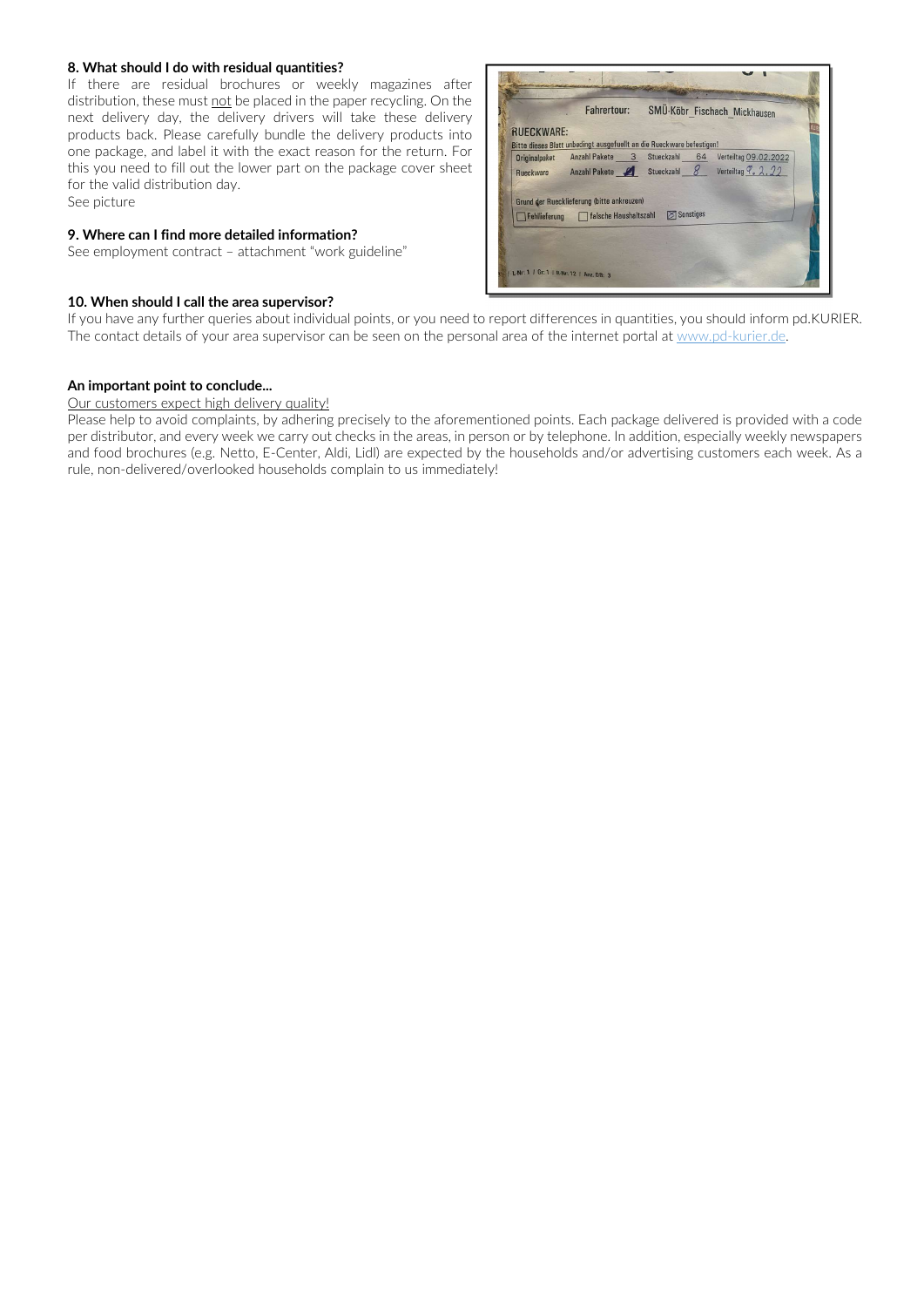**8. What should I do with residual quantities?**

If there are residual brochures or weekly magazines after distribution, these must not be placed in the paper recycling. On the next delivery day, the delivery drivers will take these delivery products back. Please carefully bundle the delivery products into one package, and label it with the exact reason for the return. For this you need to fill out the lower part on the package cover sheet for the valid distribution day.
See picture

**9. Where can I find more detailed information?**

See employment contract – attachment "work guideline"

**10. When should I call the area supervisor?**

If you have any further queries about individual points, or you need to report differences in quantities, you should inform pd.KURIER. The contact details of your area supervisor can be seen on the personal area of the internet portal at www.pd-kurier.de.

**An important point to conclude...**

Our customers expect high delivery quality!

Please help to avoid complaints, by adhering precisely to the aforementioned points. Each package delivered is provided with a code per distributor, and every week we carry out checks in the areas, in person or by telephone. In addition, especially weekly newspapers and food brochures (e.g. Netto, E-Center, Aldi, Lidl) are expected by the households and/or advertising customers each week. As a rule, non-delivered/overlooked households complain to us immediately!